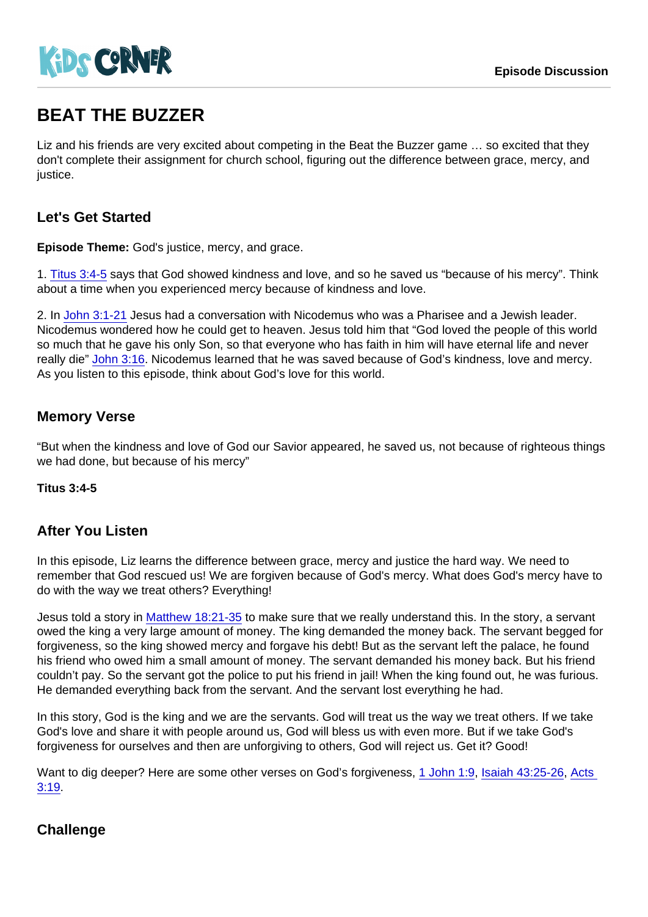KiDS CORNER

Episode Discussion

# BEAT THE BUZZER

Liz and his friends are very excited about competing in the Beat the Buzzer game … so excited that they don't complete their assignment for church school, figuring out the difference between grace, mercy, and justice.

## Let's Get Started

**Episode Theme:** God's justice, mercy, and grace.

1. Titus 3:4-5 says that God showed kindness and love, and so he saved us “because of his mercy”. Think about a time when you experienced mercy because of kindness and love.

2. In John 3:1-21 Jesus had a conversation with Nicodemus who was a Pharisee and a Jewish leader. Nicodemus wondered how he could get to heaven. Jesus told him that “God loved the people of this world so much that he gave his only Son, so that everyone who has faith in him will have eternal life and never really die” John 3:16. Nicodemus learned that he was saved because of God’s kindness, love and mercy. As you listen to this episode, think about God’s love for this world.

## Memory Verse

“But when the kindness and love of God our Savior appeared, he saved us, not because of righteous things we had done, but because of his mercy”

**Titus 3:4-5**

## After You Listen

In this episode, Liz learns the difference between grace, mercy and justice the hard way. We need to remember that God rescued us! We are forgiven because of God's mercy. What does God's mercy have to do with the way we treat others? Everything!

Jesus told a story in Matthew 18:21-35 to make sure that we really understand this. In the story, a servant owed the king a very large amount of money. The king demanded the money back. The servant begged for forgiveness, so the king showed mercy and forgave his debt! But as the servant left the palace, he found his friend who owed him a small amount of money. The servant demanded his money back. But his friend couldn’t pay. So the servant got the police to put his friend in jail! When the king found out, he was furious. He demanded everything back from the servant. And the servant lost everything he had.

In this story, God is the king and we are the servants. God will treat us the way we treat others. If we take God's love and share it with people around us, God will bless us with even more. But if we take God's forgiveness for ourselves and then are unforgiving to others, God will reject us. Get it? Good!

Want to dig deeper? Here are some other verses on God’s forgiveness, 1 John 1:9, Isaiah 43:25-26, Acts 3:19.

## Challenge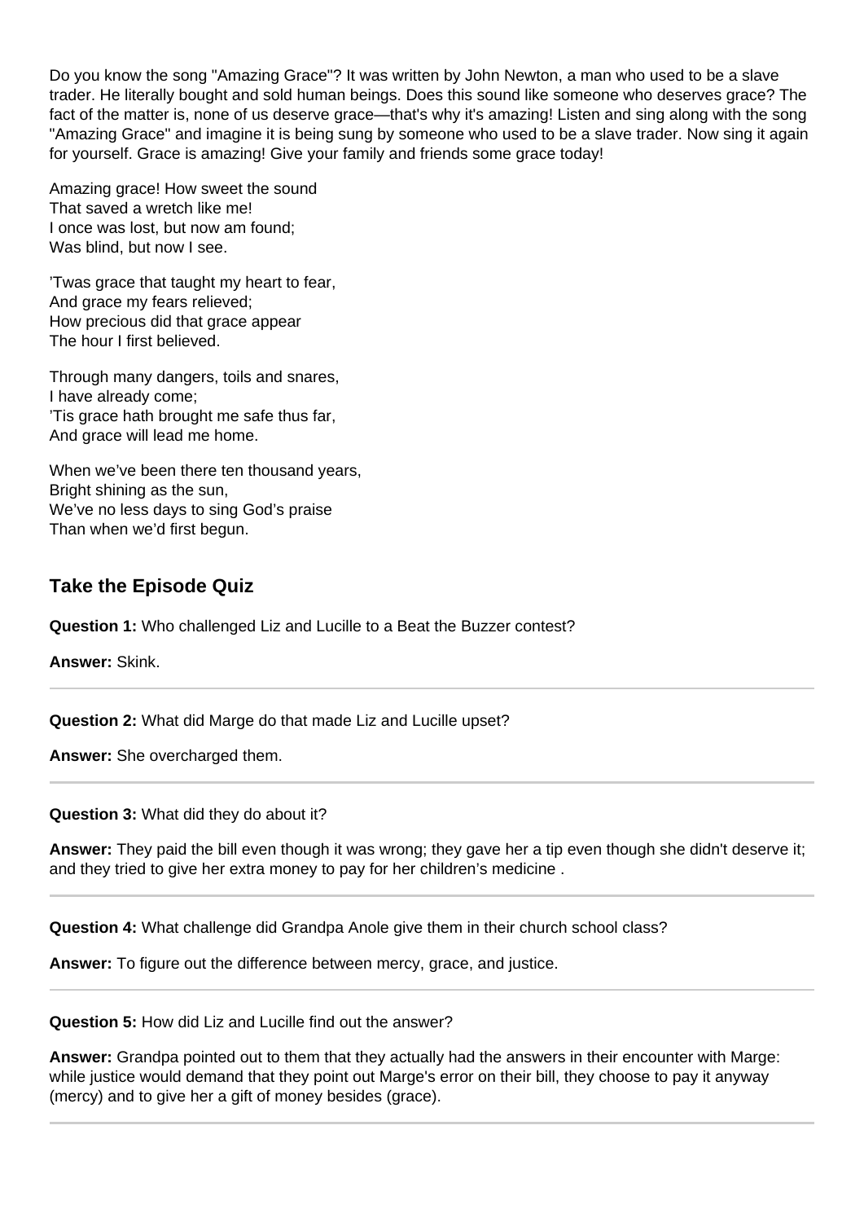Do you know the song "Amazing Grace"? It was written by John Newton, a man who used to be a slave trader. He literally bought and sold human beings. Does this sound like someone who deserves grace? The fact of the matter is, none of us deserve grace—that's why it's amazing! Listen and sing along with the song "Amazing Grace" and imagine it is being sung by someone who used to be a slave trader. Now sing it again for yourself. Grace is amazing! Give your family and friends some grace today!

Amazing grace! How sweet the sound
That saved a wretch like me!
I once was lost, but now am found;
Was blind, but now I see.

'Twas grace that taught my heart to fear,
And grace my fears relieved;
How precious did that grace appear
The hour I first believed.

Through many dangers, toils and snares,
I have already come;
'Tis grace hath brought me safe thus far,
And grace will lead me home.

When we've been there ten thousand years,
Bright shining as the sun,
We've no less days to sing God's praise
Than when we'd first begun.

### Take the Episode Quiz

**Question 1:** Who challenged Liz and Lucille to a Beat the Buzzer contest?

**Answer:** Skink.

---

**Question 2:** What did Marge do that made Liz and Lucille upset?

**Answer:** She overcharged them.

---

**Question 3:** What did they do about it?

**Answer:** They paid the bill even though it was wrong; they gave her a tip even though she didn't deserve it; and they tried to give her extra money to pay for her children's medicine .

---

**Question 4:** What challenge did Grandpa Anole give them in their church school class?

**Answer:** To figure out the difference between mercy, grace, and justice.

---

**Question 5:** How did Liz and Lucille find out the answer?

**Answer:** Grandpa pointed out to them that they actually had the answers in their encounter with Marge: while justice would demand that they point out Marge's error on their bill, they choose to pay it anyway (mercy) and to give her a gift of money besides (grace).

---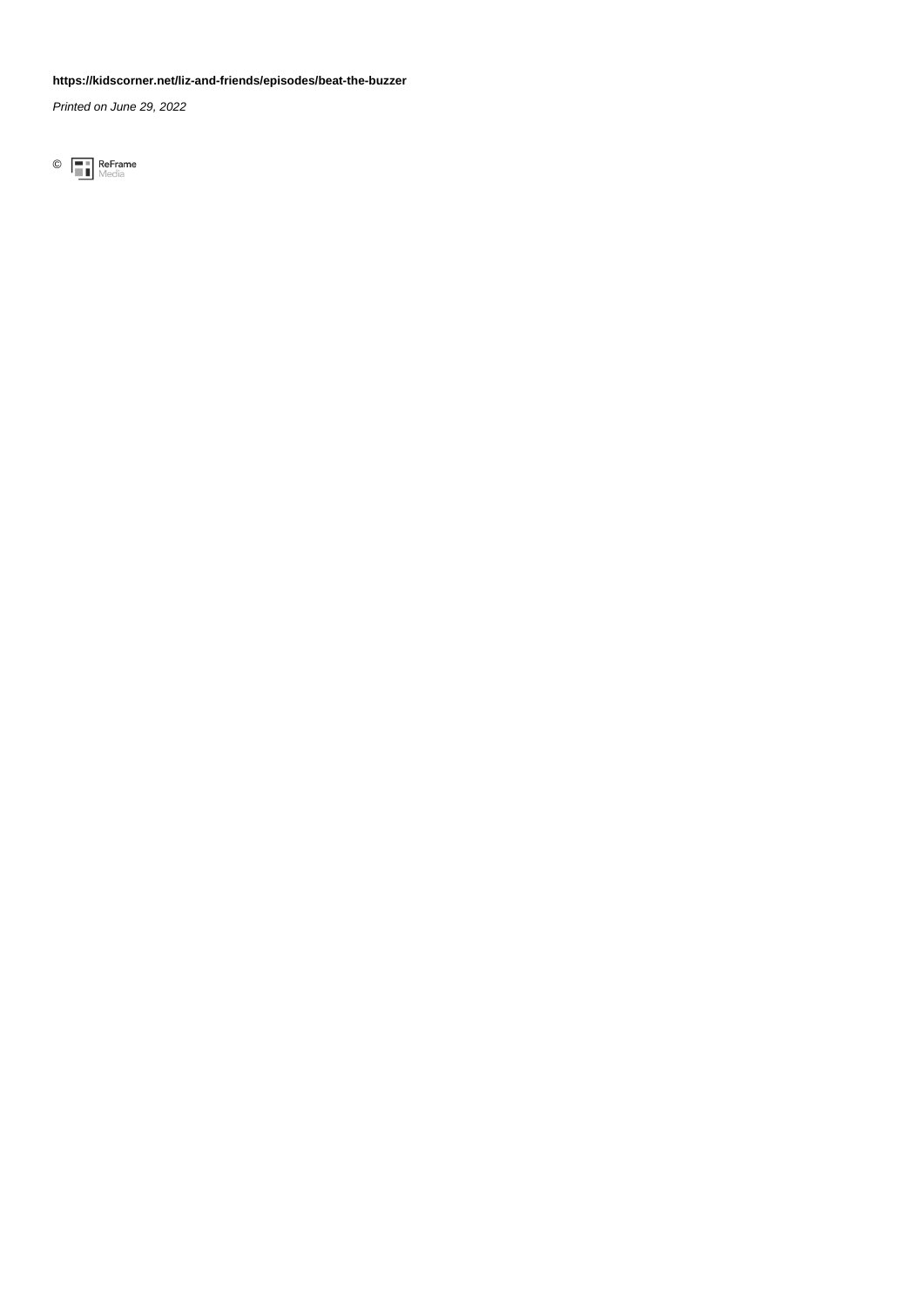**https://kidscorner.net/liz-and-friends/episodes/beat-the-buzzer**

*Printed on June 29, 2022*

© ReFrame Media